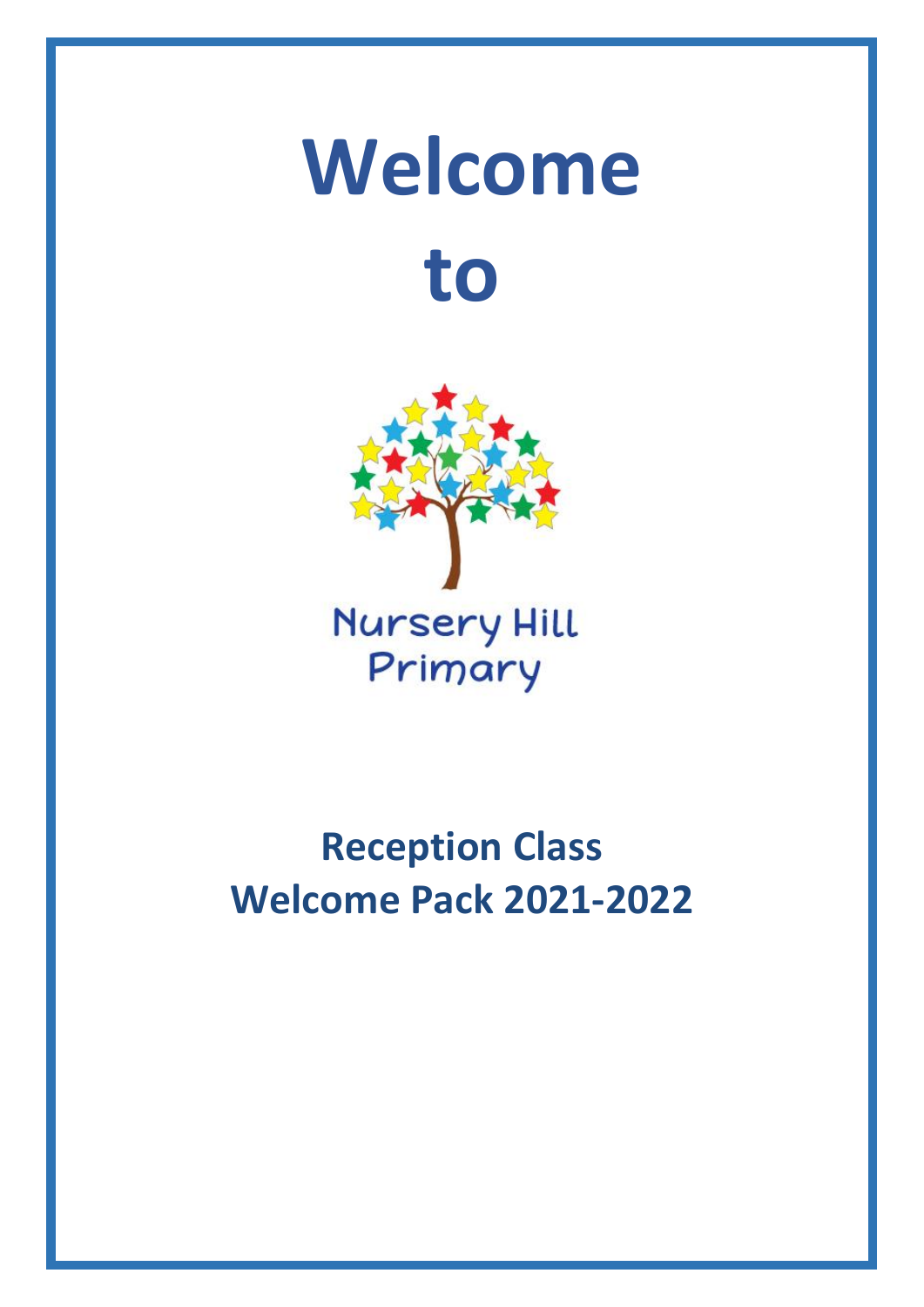# Welcome

# to

Nursery Hill Primary

## Reception Class
## Welcome Pack 2021-2022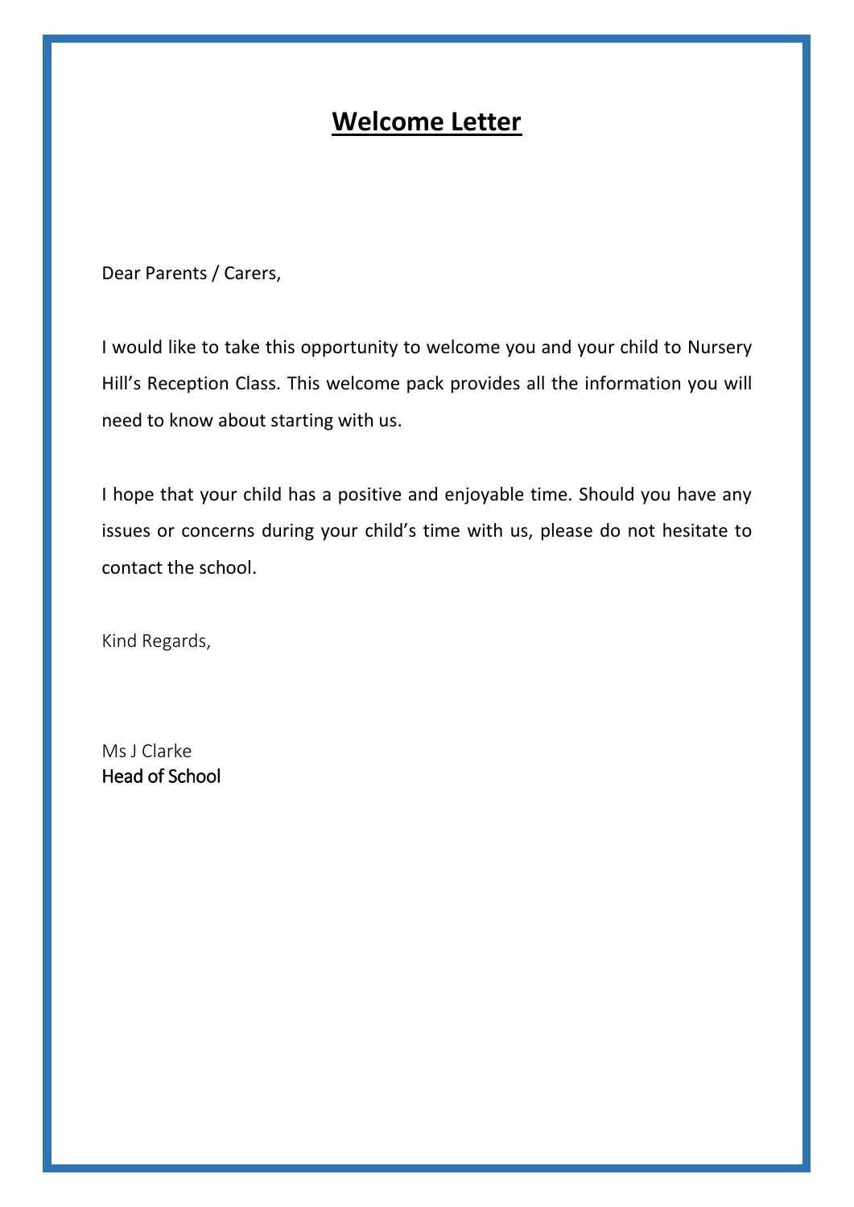# Welcome Letter

Dear Parents / Carers,

I would like to take this opportunity to welcome you and your child to Nursery Hill's Reception Class. This welcome pack provides all the information you will need to know about starting with us.

I hope that your child has a positive and enjoyable time. Should you have any issues or concerns during your child's time with us, please do not hesitate to contact the school.

Kind Regards,

Ms J Clarke
Head of School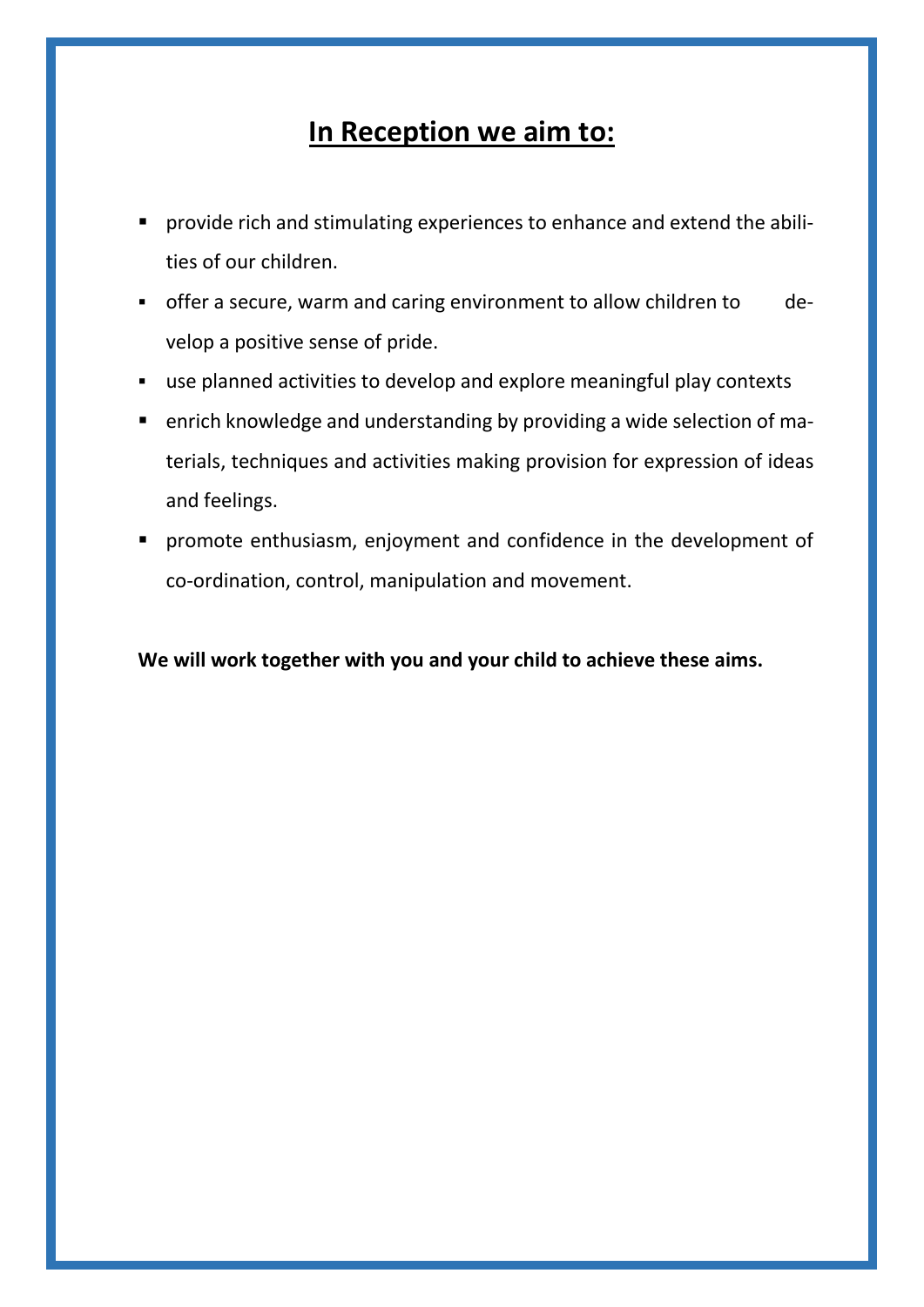# In Reception we aim to:

- provide rich and stimulating experiences to enhance and extend the abilities of our children.
- offer a secure, warm and caring environment to allow children to develop a positive sense of pride.
- use planned activities to develop and explore meaningful play contexts
- enrich knowledge and understanding by providing a wide selection of materials, techniques and activities making provision for expression of ideas and feelings.
- promote enthusiasm, enjoyment and confidence in the development of co-ordination, control, manipulation and movement.

**We will work together with you and your child to achieve these aims.**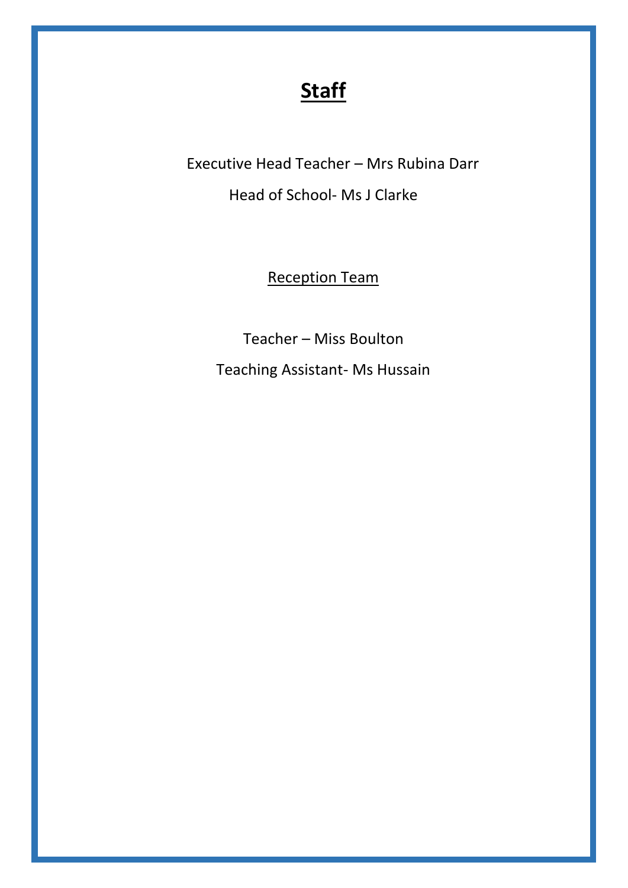# Staff

Executive Head Teacher – Mrs Rubina Darr

Head of School- Ms J Clarke

## Reception Team

Teacher – Miss Boulton

Teaching Assistant- Ms Hussain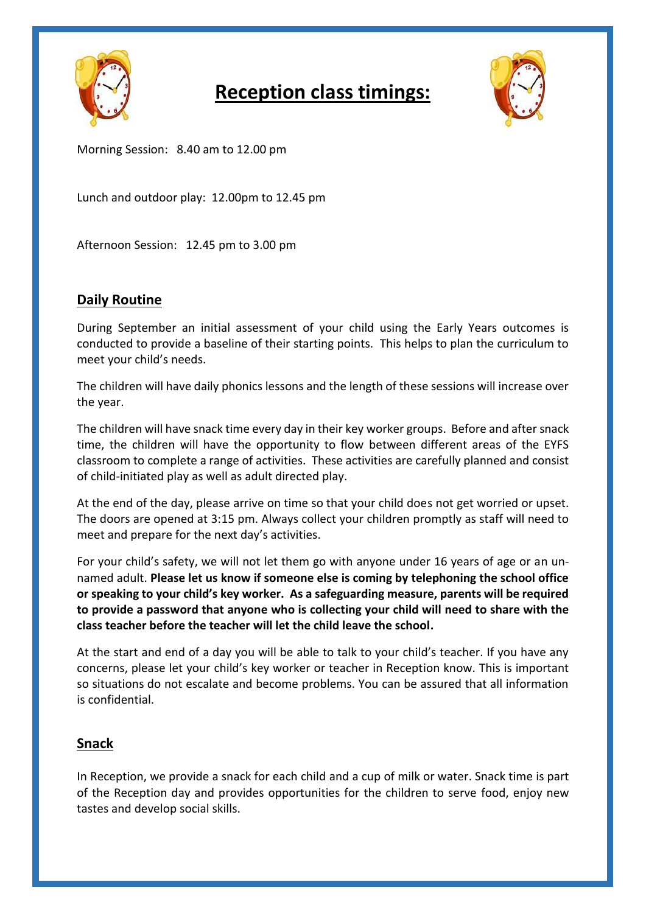# Reception class timings:

Morning Session: 8.40 am to 12.00 pm

Lunch and outdoor play: 12.00pm to 12.45 pm

Afternoon Session: 12.45 pm to 3.00 pm

## Daily Routine

During September an initial assessment of your child using the Early Years outcomes is conducted to provide a baseline of their starting points. This helps to plan the curriculum to meet your child's needs.

The children will have daily phonics lessons and the length of these sessions will increase over the year.

The children will have snack time every day in their key worker groups. Before and after snack time, the children will have the opportunity to flow between different areas of the EYFS classroom to complete a range of activities. These activities are carefully planned and consist of child-initiated play as well as adult directed play.

At the end of the day, please arrive on time so that your child does not get worried or upset. The doors are opened at 3:15 pm. Always collect your children promptly as staff will need to meet and prepare for the next day's activities.

For your child's safety, we will not let them go with anyone under 16 years of age or an un-named adult. **Please let us know if someone else is coming by telephoning the school office or speaking to your child's key worker. As a safeguarding measure, parents will be required to provide a password that anyone who is collecting your child will need to share with the class teacher before the teacher will let the child leave the school.**

At the start and end of a day you will be able to talk to your child's teacher. If you have any concerns, please let your child's key worker or teacher in Reception know. This is important so situations do not escalate and become problems. You can be assured that all information is confidential.

## Snack

In Reception, we provide a snack for each child and a cup of milk or water. Snack time is part of the Reception day and provides opportunities for the children to serve food, enjoy new tastes and develop social skills.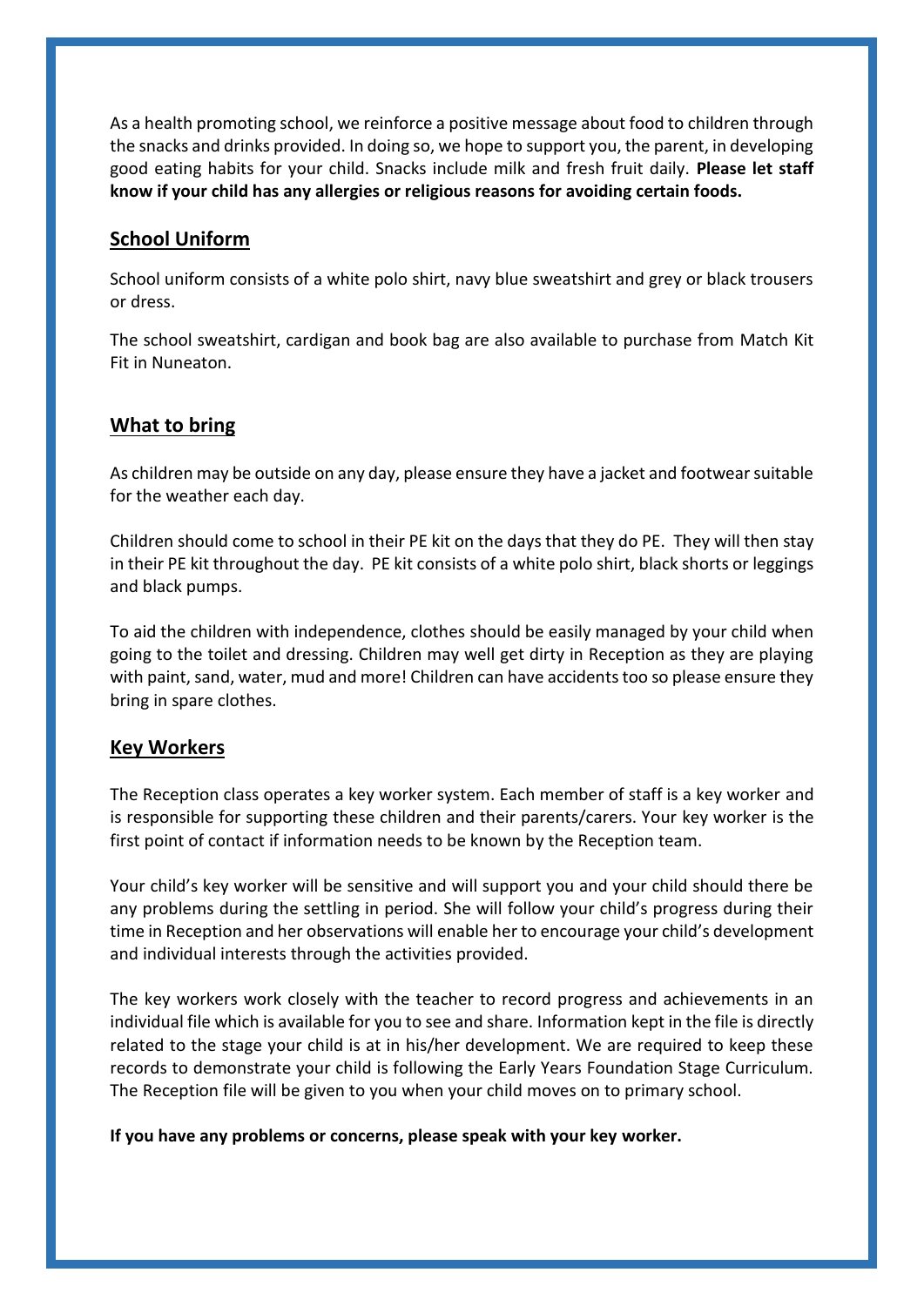As a health promoting school, we reinforce a positive message about food to children through the snacks and drinks provided. In doing so, we hope to support you, the parent, in developing good eating habits for your child. Snacks include milk and fresh fruit daily. **Please let staff know if your child has any allergies or religious reasons for avoiding certain foods.**

## School Uniform

School uniform consists of a white polo shirt, navy blue sweatshirt and grey or black trousers or dress.

The school sweatshirt, cardigan and book bag are also available to purchase from Match Kit Fit in Nuneaton.

## What to bring

As children may be outside on any day, please ensure they have a jacket and footwear suitable for the weather each day.

Children should come to school in their PE kit on the days that they do PE. They will then stay in their PE kit throughout the day. PE kit consists of a white polo shirt, black shorts or leggings and black pumps.

To aid the children with independence, clothes should be easily managed by your child when going to the toilet and dressing. Children may well get dirty in Reception as they are playing with paint, sand, water, mud and more! Children can have accidents too so please ensure they bring in spare clothes.

## Key Workers

The Reception class operates a key worker system. Each member of staff is a key worker and is responsible for supporting these children and their parents/carers. Your key worker is the first point of contact if information needs to be known by the Reception team.

Your child's key worker will be sensitive and will support you and your child should there be any problems during the settling in period. She will follow your child's progress during their time in Reception and her observations will enable her to encourage your child's development and individual interests through the activities provided.

The key workers work closely with the teacher to record progress and achievements in an individual file which is available for you to see and share. Information kept in the file is directly related to the stage your child is at in his/her development. We are required to keep these records to demonstrate your child is following the Early Years Foundation Stage Curriculum. The Reception file will be given to you when your child moves on to primary school.

**If you have any problems or concerns, please speak with your key worker.**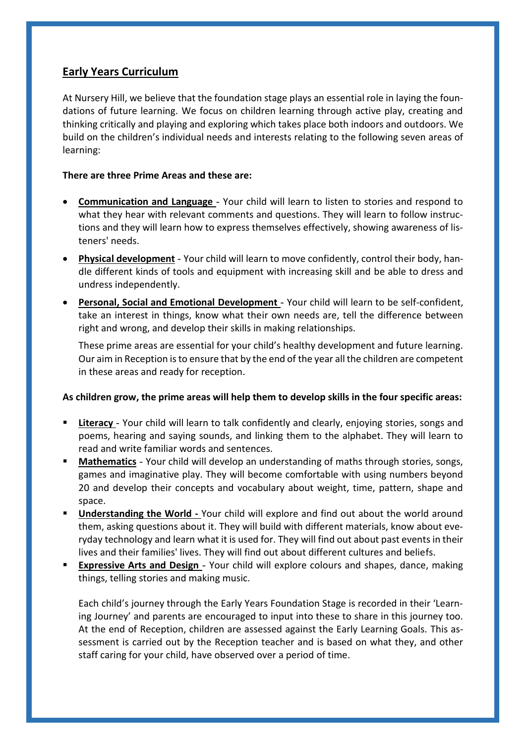## Early Years Curriculum

At Nursery Hill, we believe that the foundation stage plays an essential role in laying the foundations of future learning. We focus on children learning through active play, creating and thinking critically and playing and exploring which takes place both indoors and outdoors. We build on the children's individual needs and interests relating to the following seven areas of learning:

**There are three Prime Areas and these are:**

- **Communication and Language** - Your child will learn to listen to stories and respond to what they hear with relevant comments and questions. They will learn to follow instructions and they will learn how to express themselves effectively, showing awareness of listeners' needs.
- **Physical development** - Your child will learn to move confidently, control their body, handle different kinds of tools and equipment with increasing skill and be able to dress and undress independently.
- **Personal, Social and Emotional Development** - Your child will learn to be self-confident, take an interest in things, know what their own needs are, tell the difference between right and wrong, and develop their skills in making relationships.

  These prime areas are essential for your child's healthy development and future learning. Our aim in Reception is to ensure that by the end of the year all the children are competent in these areas and ready for reception.

**As children grow, the prime areas will help them to develop skills in the four specific areas:**

- **Literacy** - Your child will learn to talk confidently and clearly, enjoying stories, songs and poems, hearing and saying sounds, and linking them to the alphabet. They will learn to read and write familiar words and sentences.
- **Mathematics** - Your child will develop an understanding of maths through stories, songs, games and imaginative play. They will become comfortable with using numbers beyond 20 and develop their concepts and vocabulary about weight, time, pattern, shape and space.
- **Understanding the World -** Your child will explore and find out about the world around them, asking questions about it. They will build with different materials, know about everyday technology and learn what it is used for. They will find out about past events in their lives and their families' lives. They will find out about different cultures and beliefs.
- **Expressive Arts and Design** - Your child will explore colours and shapes, dance, making things, telling stories and making music.

  Each child's journey through the Early Years Foundation Stage is recorded in their 'Learning Journey' and parents are encouraged to input into these to share in this journey too. At the end of Reception, children are assessed against the Early Learning Goals. This assessment is carried out by the Reception teacher and is based on what they, and other staff caring for your child, have observed over a period of time.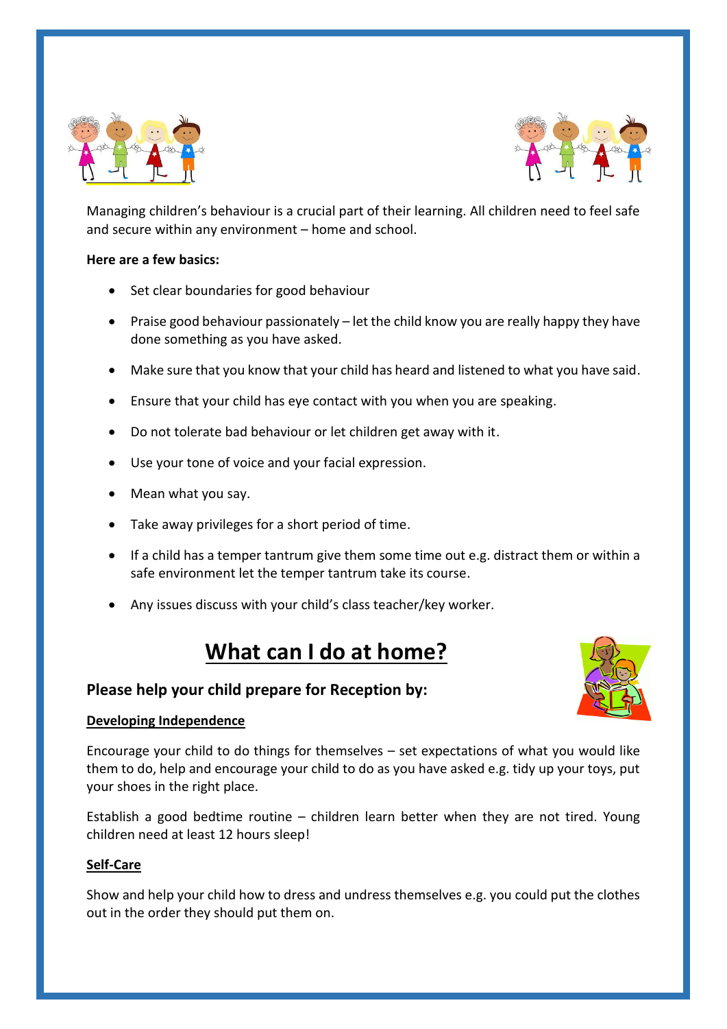Managing children's behaviour is a crucial part of their learning. All children need to feel safe and secure within any environment – home and school.

**Here are a few basics:**

- Set clear boundaries for good behaviour
- Praise good behaviour passionately – let the child know you are really happy they have done something as you have asked.
- Make sure that you know that your child has heard and listened to what you have said.
- Ensure that your child has eye contact with you when you are speaking.
- Do not tolerate bad behaviour or let children get away with it.
- Use your tone of voice and your facial expression.
- Mean what you say.
- Take away privileges for a short period of time.
- If a child has a temper tantrum give them some time out e.g. distract them or within a safe environment let the temper tantrum take its course.
- Any issues discuss with your child's class teacher/key worker.

# What can I do at home?

### Please help your child prepare for Reception by:

**Developing Independence**

Encourage your child to do things for themselves – set expectations of what you would like them to do, help and encourage your child to do as you have asked e.g. tidy up your toys, put your shoes in the right place.

Establish a good bedtime routine – children learn better when they are not tired. Young children need at least 12 hours sleep!

**Self-Care**

Show and help your child how to dress and undress themselves e.g. you could put the clothes out in the order they should put them on.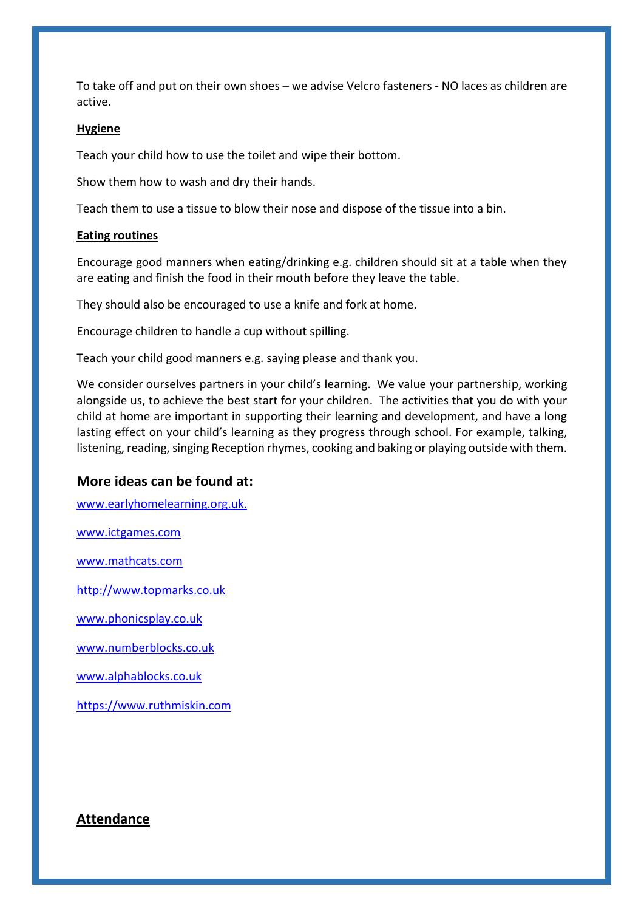To take off and put on their own shoes – we advise Velcro fasteners - NO laces as children are active.

**Hygiene**

Teach your child how to use the toilet and wipe their bottom.

Show them how to wash and dry their hands.

Teach them to use a tissue to blow their nose and dispose of the tissue into a bin.

**Eating routines**

Encourage good manners when eating/drinking e.g. children should sit at a table when they are eating and finish the food in their mouth before they leave the table.

They should also be encouraged to use a knife and fork at home.

Encourage children to handle a cup without spilling.

Teach your child good manners e.g. saying please and thank you.

We consider ourselves partners in your child's learning. We value your partnership, working alongside us, to achieve the best start for your children. The activities that you do with your child at home are important in supporting their learning and development, and have a long lasting effect on your child's learning as they progress through school. For example, talking, listening, reading, singing Reception rhymes, cooking and baking or playing outside with them.

### More ideas can be found at:

www.earlyhomelearning.org.uk.

www.ictgames.com

www.mathcats.com

http://www.topmarks.co.uk

www.phonicsplay.co.uk

www.numberblocks.co.uk

www.alphablocks.co.uk

https://www.ruthmiskin.com

## Attendance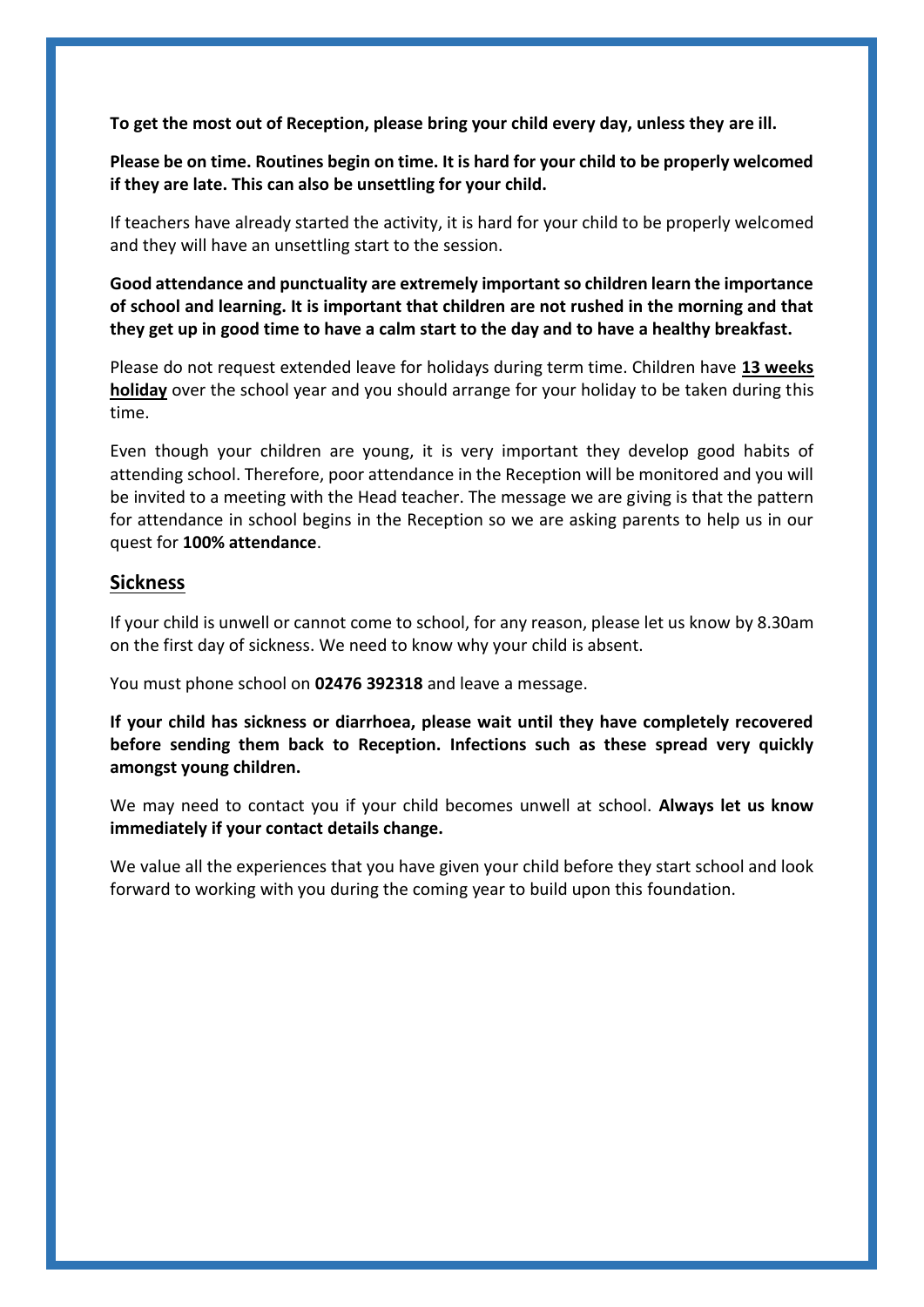**To get the most out of Reception, please bring your child every day, unless they are ill.**

**Please be on time. Routines begin on time. It is hard for your child to be properly welcomed if they are late. This can also be unsettling for your child.**

If teachers have already started the activity, it is hard for your child to be properly welcomed and they will have an unsettling start to the session.

**Good attendance and punctuality are extremely important so children learn the importance of school and learning. It is important that children are not rushed in the morning and that they get up in good time to have a calm start to the day and to have a healthy breakfast.**

Please do not request extended leave for holidays during term time. Children have <u>**13 weeks holiday**</u> over the school year and you should arrange for your holiday to be taken during this time.

Even though your children are young, it is very important they develop good habits of attending school. Therefore, poor attendance in the Reception will be monitored and you will be invited to a meeting with the Head teacher. The message we are giving is that the pattern for attendance in school begins in the Reception so we are asking parents to help us in our quest for **100% attendance**.

## <u>Sickness</u>

If your child is unwell or cannot come to school, for any reason, please let us know by 8.30am on the first day of sickness. We need to know why your child is absent.

You must phone school on **02476 392318** and leave a message.

**If your child has sickness or diarrhoea, please wait until they have completely recovered before sending them back to Reception. Infections such as these spread very quickly amongst young children.**

We may need to contact you if your child becomes unwell at school. **Always let us know immediately if your contact details change.**

We value all the experiences that you have given your child before they start school and look forward to working with you during the coming year to build upon this foundation.